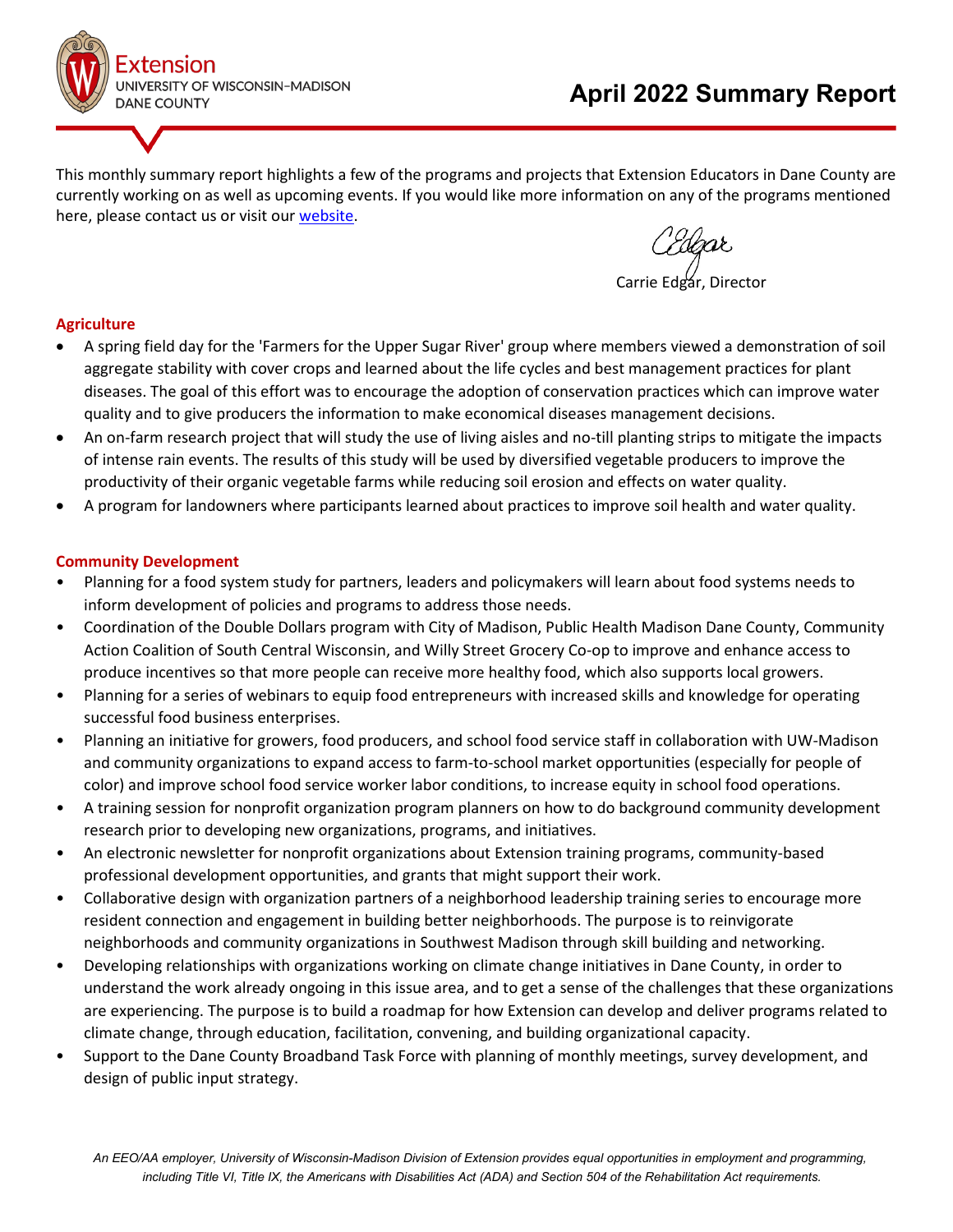Extension
UNIVERSITY OF WISCONSIN-MADISON
DANE COUNTY

# April 2022 Summary Report

This monthly summary report highlights a few of the programs and projects that Extension Educators in Dane County are currently working on as well as upcoming events. If you would like more information on any of the programs mentioned here, please contact us or visit our website.

Carrie Edgar, Director

## Agriculture

- A spring field day for the 'Farmers for the Upper Sugar River' group where members viewed a demonstration of soil aggregate stability with cover crops and learned about the life cycles and best management practices for plant diseases. The goal of this effort was to encourage the adoption of conservation practices which can improve water quality and to give producers the information to make economical diseases management decisions.
- An on-farm research project that will study the use of living aisles and no-till planting strips to mitigate the impacts of intense rain events. The results of this study will be used by diversified vegetable producers to improve the productivity of their organic vegetable farms while reducing soil erosion and effects on water quality.
- A program for landowners where participants learned about practices to improve soil health and water quality.

## Community Development

- Planning for a food system study for partners, leaders and policymakers will learn about food systems needs to inform development of policies and programs to address those needs.
- Coordination of the Double Dollars program with City of Madison, Public Health Madison Dane County, Community Action Coalition of South Central Wisconsin, and Willy Street Grocery Co-op to improve and enhance access to produce incentives so that more people can receive more healthy food, which also supports local growers.
- Planning for a series of webinars to equip food entrepreneurs with increased skills and knowledge for operating successful food business enterprises.
- Planning an initiative for growers, food producers, and school food service staff in collaboration with UW-Madison and community organizations to expand access to farm-to-school market opportunities (especially for people of color) and improve school food service worker labor conditions, to increase equity in school food operations.
- A training session for nonprofit organization program planners on how to do background community development research prior to developing new organizations, programs, and initiatives.
- An electronic newsletter for nonprofit organizations about Extension training programs, community-based professional development opportunities, and grants that might support their work.
- Collaborative design with organization partners of a neighborhood leadership training series to encourage more resident connection and engagement in building better neighborhoods. The purpose is to reinvigorate neighborhoods and community organizations in Southwest Madison through skill building and networking.
- Developing relationships with organizations working on climate change initiatives in Dane County, in order to understand the work already ongoing in this issue area, and to get a sense of the challenges that these organizations are experiencing. The purpose is to build a roadmap for how Extension can develop and deliver programs related to climate change, through education, facilitation, convening, and building organizational capacity.
- Support to the Dane County Broadband Task Force with planning of monthly meetings, survey development, and design of public input strategy.

*An EEO/AA employer, University of Wisconsin-Madison Division of Extension provides equal opportunities in employment and programming, including Title VI, Title IX, the Americans with Disabilities Act (ADA) and Section 504 of the Rehabilitation Act requirements.*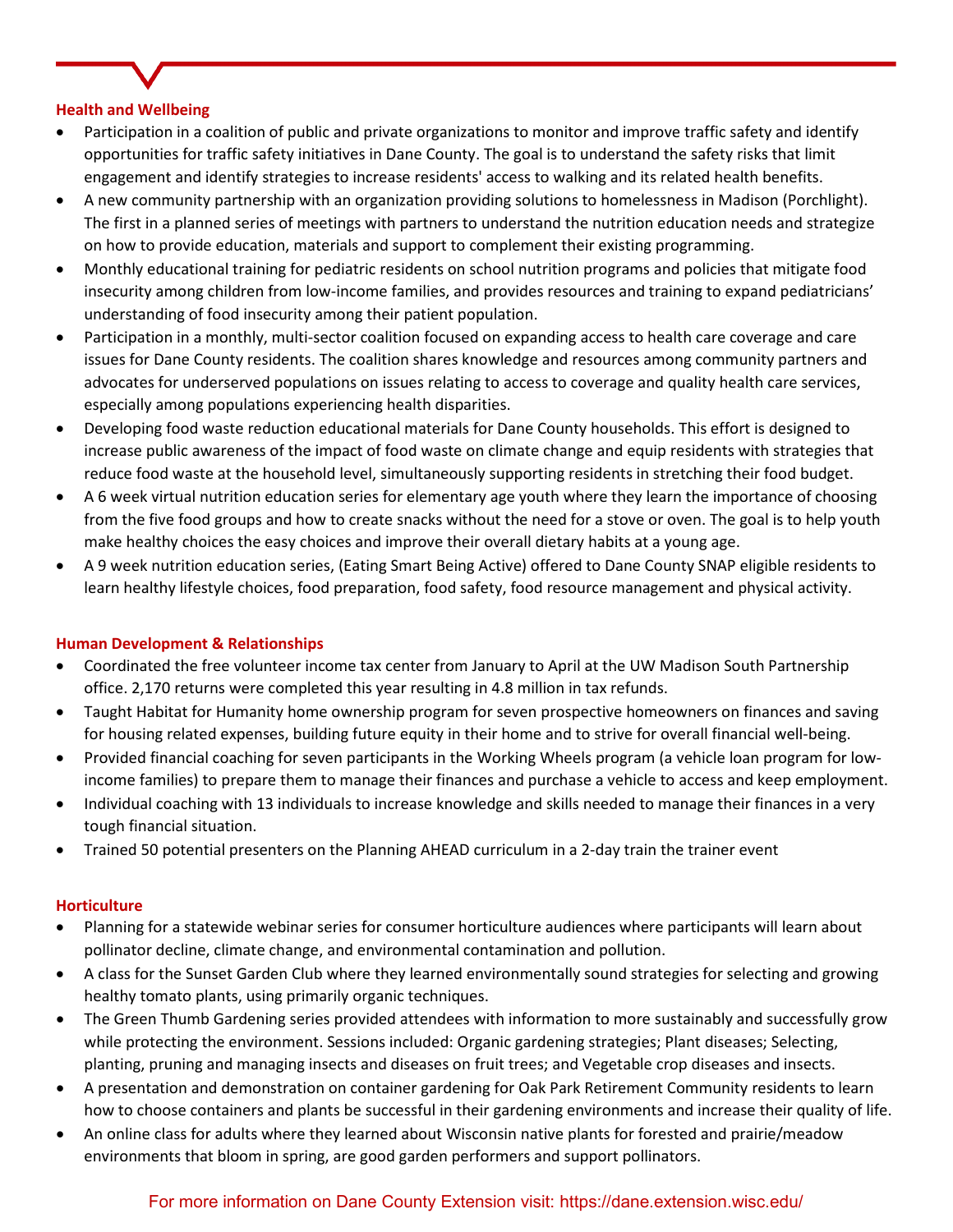## Health and Wellbeing

- Participation in a coalition of public and private organizations to monitor and improve traffic safety and identify opportunities for traffic safety initiatives in Dane County. The goal is to understand the safety risks that limit engagement and identify strategies to increase residents' access to walking and its related health benefits.
- A new community partnership with an organization providing solutions to homelessness in Madison (Porchlight). The first in a planned series of meetings with partners to understand the nutrition education needs and strategize on how to provide education, materials and support to complement their existing programming.
- Monthly educational training for pediatric residents on school nutrition programs and policies that mitigate food insecurity among children from low-income families, and provides resources and training to expand pediatricians' understanding of food insecurity among their patient population.
- Participation in a monthly, multi-sector coalition focused on expanding access to health care coverage and care issues for Dane County residents. The coalition shares knowledge and resources among community partners and advocates for underserved populations on issues relating to access to coverage and quality health care services, especially among populations experiencing health disparities.
- Developing food waste reduction educational materials for Dane County households. This effort is designed to increase public awareness of the impact of food waste on climate change and equip residents with strategies that reduce food waste at the household level, simultaneously supporting residents in stretching their food budget.
- A 6 week virtual nutrition education series for elementary age youth where they learn the importance of choosing from the five food groups and how to create snacks without the need for a stove or oven. The goal is to help youth make healthy choices the easy choices and improve their overall dietary habits at a young age.
- A 9 week nutrition education series, (Eating Smart Being Active) offered to Dane County SNAP eligible residents to learn healthy lifestyle choices, food preparation, food safety, food resource management and physical activity.

## Human Development & Relationships

- Coordinated the free volunteer income tax center from January to April at the UW Madison South Partnership office. 2,170 returns were completed this year resulting in 4.8 million in tax refunds.
- Taught Habitat for Humanity home ownership program for seven prospective homeowners on finances and saving for housing related expenses, building future equity in their home and to strive for overall financial well-being.
- Provided financial coaching for seven participants in the Working Wheels program (a vehicle loan program for low-income families) to prepare them to manage their finances and purchase a vehicle to access and keep employment.
- Individual coaching with 13 individuals to increase knowledge and skills needed to manage their finances in a very tough financial situation.
- Trained 50 potential presenters on the Planning AHEAD curriculum in a 2-day train the trainer event

## Horticulture

- Planning for a statewide webinar series for consumer horticulture audiences where participants will learn about pollinator decline, climate change, and environmental contamination and pollution.
- A class for the Sunset Garden Club where they learned environmentally sound strategies for selecting and growing healthy tomato plants, using primarily organic techniques.
- The Green Thumb Gardening series provided attendees with information to more sustainably and successfully grow while protecting the environment. Sessions included: Organic gardening strategies; Plant diseases; Selecting, planting, pruning and managing insects and diseases on fruit trees; and Vegetable crop diseases and insects.
- A presentation and demonstration on container gardening for Oak Park Retirement Community residents to learn how to choose containers and plants be successful in their gardening environments and increase their quality of life.
- An online class for adults where they learned about Wisconsin native plants for forested and prairie/meadow environments that bloom in spring, are good garden performers and support pollinators.

For more information on Dane County Extension visit: https://dane.extension.wisc.edu/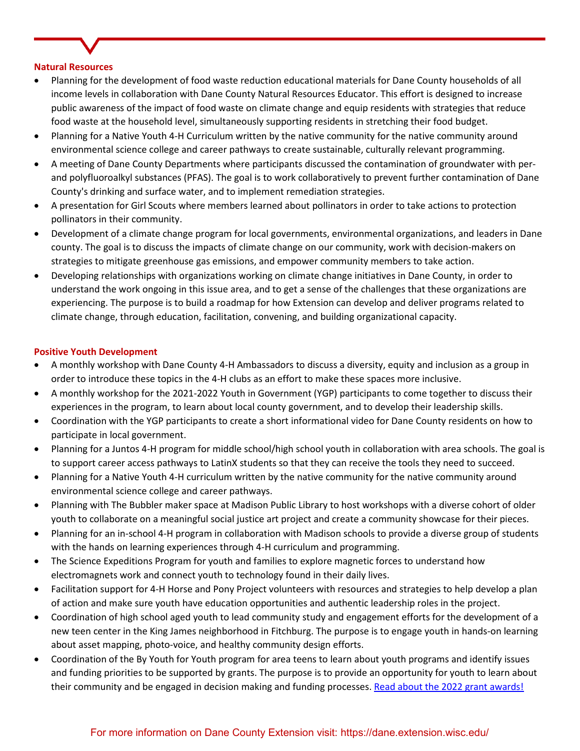**Natural Resources**

- Planning for the development of food waste reduction educational materials for Dane County households of all income levels in collaboration with Dane County Natural Resources Educator. This effort is designed to increase public awareness of the impact of food waste on climate change and equip residents with strategies that reduce food waste at the household level, simultaneously supporting residents in stretching their food budget.
- Planning for a Native Youth 4-H Curriculum written by the native community for the native community around environmental science college and career pathways to create sustainable, culturally relevant programming.
- A meeting of Dane County Departments where participants discussed the contamination of groundwater with per- and polyfluoroalkyl substances (PFAS). The goal is to work collaboratively to prevent further contamination of Dane County's drinking and surface water, and to implement remediation strategies.
- A presentation for Girl Scouts where members learned about pollinators in order to take actions to protection pollinators in their community.
- Development of a climate change program for local governments, environmental organizations, and leaders in Dane county. The goal is to discuss the impacts of climate change on our community, work with decision-makers on strategies to mitigate greenhouse gas emissions, and empower community members to take action.
- Developing relationships with organizations working on climate change initiatives in Dane County, in order to understand the work ongoing in this issue area, and to get a sense of the challenges that these organizations are experiencing. The purpose is to build a roadmap for how Extension can develop and deliver programs related to climate change, through education, facilitation, convening, and building organizational capacity.

**Positive Youth Development**

- A monthly workshop with Dane County 4-H Ambassadors to discuss a diversity, equity and inclusion as a group in order to introduce these topics in the 4-H clubs as an effort to make these spaces more inclusive.
- A monthly workshop for the 2021-2022 Youth in Government (YGP) participants to come together to discuss their experiences in the program, to learn about local county government, and to develop their leadership skills.
- Coordination with the YGP participants to create a short informational video for Dane County residents on how to participate in local government.
- Planning for a Juntos 4-H program for middle school/high school youth in collaboration with area schools. The goal is to support career access pathways to LatinX students so that they can receive the tools they need to succeed.
- Planning for a Native Youth 4-H curriculum written by the native community for the native community around environmental science college and career pathways.
- Planning with The Bubbler maker space at Madison Public Library to host workshops with a diverse cohort of older youth to collaborate on a meaningful social justice art project and create a community showcase for their pieces.
- Planning for an in-school 4-H program in collaboration with Madison schools to provide a diverse group of students with the hands on learning experiences through 4-H curriculum and programming.
- The Science Expeditions Program for youth and families to explore magnetic forces to understand how electromagnets work and connect youth to technology found in their daily lives.
- Facilitation support for 4-H Horse and Pony Project volunteers with resources and strategies to help develop a plan of action and make sure youth have education opportunities and authentic leadership roles in the project.
- Coordination of high school aged youth to lead community study and engagement efforts for the development of a new teen center in the King James neighborhood in Fitchburg. The purpose is to engage youth in hands-on learning about asset mapping, photo-voice, and healthy community design efforts.
- Coordination of the By Youth for Youth program for area teens to learn about youth programs and identify issues and funding priorities to be supported by grants. The purpose is to provide an opportunity for youth to learn about their community and be engaged in decision making and funding processes. Read about the 2022 grant awards!

For more information on Dane County Extension visit: https://dane.extension.wisc.edu/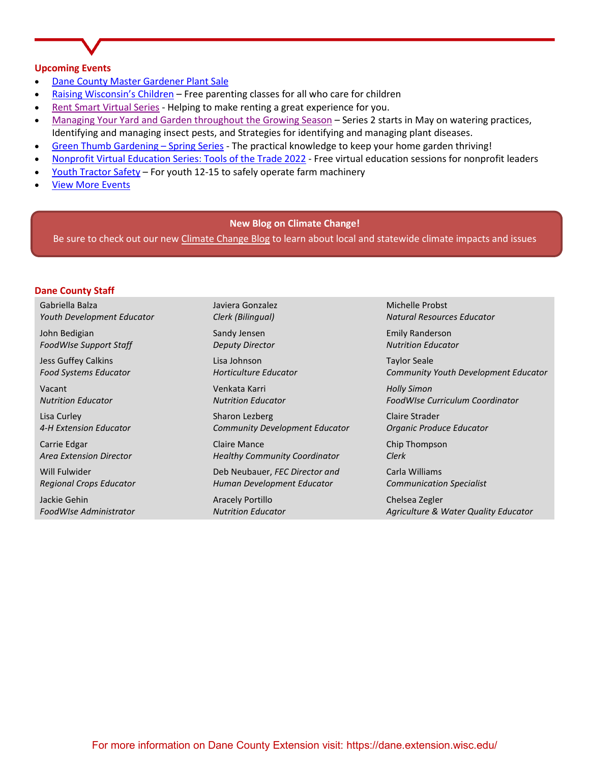### Upcoming Events

- Dane County Master Gardener Plant Sale
- Raising Wisconsin's Children – Free parenting classes for all who care for children
- Rent Smart Virtual Series - Helping to make renting a great experience for you.
- Managing Your Yard and Garden throughout the Growing Season – Series 2 starts in May on watering practices, Identifying and managing insect pests, and Strategies for identifying and managing plant diseases.
- Green Thumb Gardening – Spring Series - The practical knowledge to keep your home garden thriving!
- Nonprofit Virtual Education Series: Tools of the Trade 2022 - Free virtual education sessions for nonprofit leaders
- Youth Tractor Safety – For youth 12-15 to safely operate farm machinery
- View More Events

**New Blog on Climate Change!**

Be sure to check out our new Climate Change Blog to learn about local and statewide climate impacts and issues

### Dane County Staff

| | | |
|---|---|---|
| Gabriella Balza<br>*Youth Development Educator* | Javiera Gonzalez<br>*Clerk (Bilingual)* | Michelle Probst<br>*Natural Resources Educator* |
| John Bedigian<br>*FoodWIse Support Staff* | Sandy Jensen<br>*Deputy Director* | Emily Randerson<br>*Nutrition Educator* |
| Jess Guffey Calkins<br>*Food Systems Educator* | Lisa Johnson<br>*Horticulture Educator* | Taylor Seale<br>*Community Youth Development Educator* |
| Vacant<br>*Nutrition Educator* | Venkata Karri<br>*Nutrition Educator* | *Holly Simon*<br>*FoodWIse Curriculum Coordinator* |
| Lisa Curley<br>*4-H Extension Educator* | Sharon Lezberg<br>*Community Development Educator* | Claire Strader<br>*Organic Produce Educator* |
| Carrie Edgar<br>*Area Extension Director* | Claire Mance<br>*Healthy Community Coordinator* | Chip Thompson<br>*Clerk* |
| Will Fulwider<br>*Regional Crops Educator* | Deb Neubauer, *FEC Director and Human Development Educator* | Carla Williams<br>*Communication Specialist* |
| Jackie Gehin<br>*FoodWIse Administrator* | Aracely Portillo<br>*Nutrition Educator* | Chelsea Zegler<br>*Agriculture & Water Quality Educator* |

For more information on Dane County Extension visit: https://dane.extension.wisc.edu/